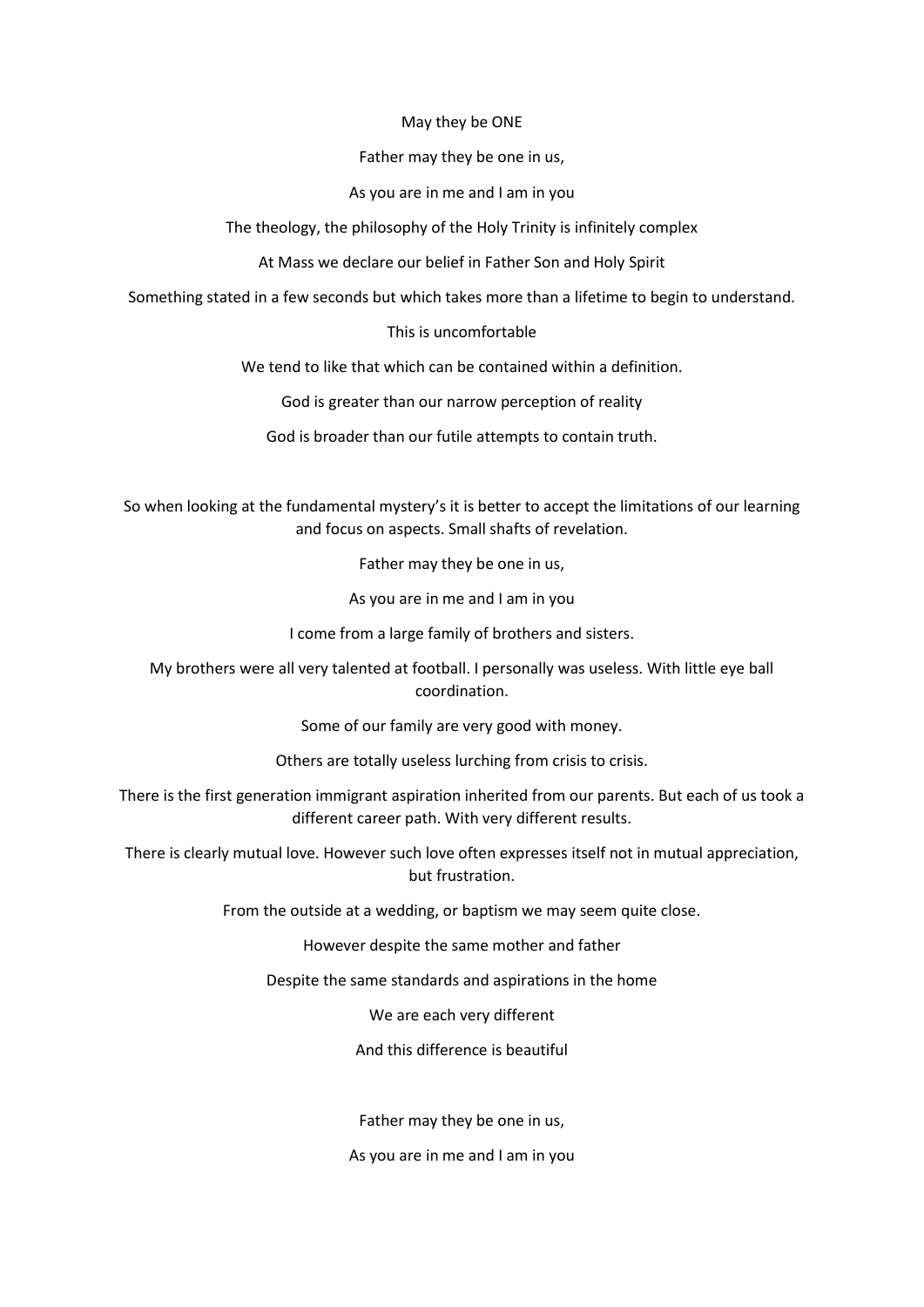May they be ONE

Father may they be one in us,

As you are in me and I am in you

The theology, the philosophy of the Holy Trinity is infinitely complex

At Mass we declare our belief in Father Son and Holy Spirit

Something stated in a few seconds but which takes more than a lifetime to begin to understand.

This is uncomfortable

We tend to like that which can be contained within a definition.

God is greater than our narrow perception of reality

God is broader than our futile attempts to contain truth.

So when looking at the fundamental mystery's it is better to accept the limitations of our learning and focus on aspects. Small shafts of revelation.

Father may they be one in us,

As you are in me and I am in you

I come from a large family of brothers and sisters.

My brothers were all very talented at football. I personally was useless. With little eye ball coordination.

Some of our family are very good with money.

Others are totally useless lurching from crisis to crisis.

There is the first generation immigrant aspiration inherited from our parents. But each of us took a different career path. With very different results.

There is clearly mutual love. However such love often expresses itself not in mutual appreciation, but frustration.

From the outside at a wedding, or baptism we may seem quite close.

However despite the same mother and father

Despite the same standards and aspirations in the home

We are each very different

And this difference is beautiful

Father may they be one in us,

As you are in me and I am in you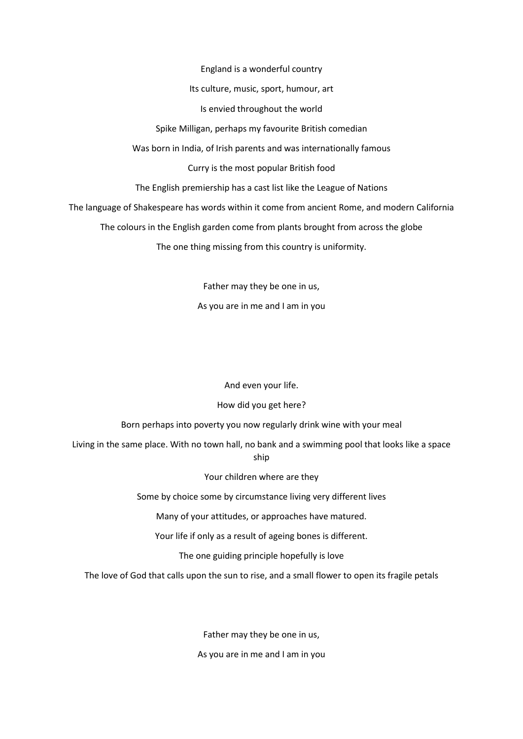England is a wonderful country

Its culture, music, sport, humour, art

Is envied throughout the world

Spike Milligan, perhaps my favourite British comedian

Was born in India, of Irish parents and was internationally famous

Curry is the most popular British food

The English premiership has a cast list like the League of Nations

The language of Shakespeare has words within it come from ancient Rome, and modern California

The colours in the English garden come from plants brought from across the globe

The one thing missing from this country is uniformity.

Father may they be one in us,

As you are in me and I am in you

And even your life.

How did you get here?

Born perhaps into poverty you now regularly drink wine with your meal

Living in the same place. With no town hall, no bank and a swimming pool that looks like a space ship

Your children where are they

Some by choice some by circumstance living very different lives

Many of your attitudes, or approaches have matured.

Your life if only as a result of ageing bones is different.

The one guiding principle hopefully is love

The love of God that calls upon the sun to rise, and a small flower to open its fragile petals

Father may they be one in us,

As you are in me and I am in you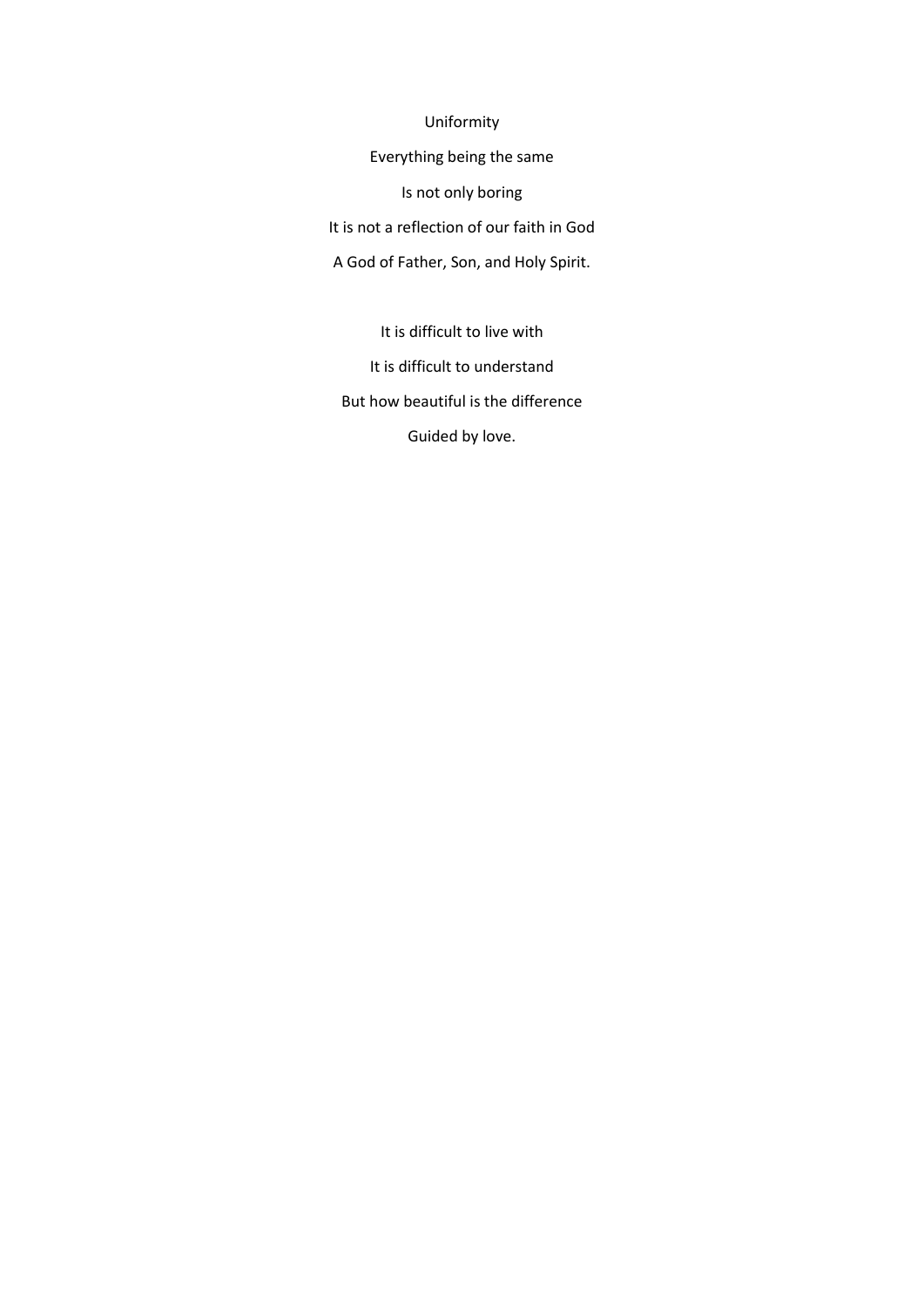Uniformity

Everything being the same

Is not only boring

It is not a reflection of our faith in God

A God of Father, Son, and Holy Spirit.

It is difficult to live with

It is difficult to understand

But how beautiful is the difference

Guided by love.